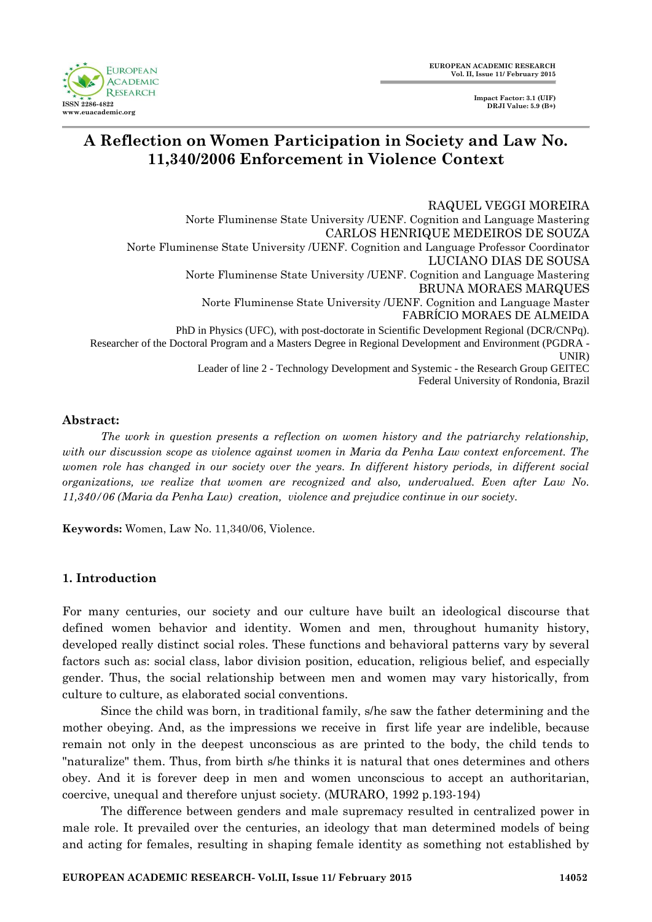# A Reflection on Women Participation in Society and Law No. 11,340/2006 Enforcement in Violence Context

RAQUEL VEGGI MOREIRA
Norte Fluminense State University /UENF. Cognition and Language Mastering
CARLOS HENRIQUE MEDEIROS DE SOUZA
Norte Fluminense State University /UENF. Cognition and Language Professor Coordinator
LUCIANO DIAS DE SOUSA
Norte Fluminense State University /UENF. Cognition and Language Mastering
BRUNA MORAES MARQUES
Norte Fluminense State University /UENF. Cognition and Language Master
FABRÍCIO MORAES DE ALMEIDA
PhD in Physics (UFC), with post-doctorate in Scientific Development Regional (DCR/CNPq).
Researcher of the Doctoral Program and a Masters Degree in Regional Development and Environment (PGDRA - UNIR)
Leader of line 2 - Technology Development and Systemic - the Research Group GEITEC
Federal University of Rondonia, Brazil

**Abstract:**

*The work in question presents a reflection on women history and the patriarchy relationship, with our discussion scope as violence against women in Maria da Penha Law context enforcement. The women role has changed in our society over the years. In different history periods, in different social organizations, we realize that women are recognized and also, undervalued. Even after Law No. 11,340/06 (Maria da Penha Law) creation, violence and prejudice continue in our society.*

**Keywords:** Women, Law No. 11,340/06, Violence.

## 1. Introduction

For many centuries, our society and our culture have built an ideological discourse that defined women behavior and identity. Women and men, throughout humanity history, developed really distinct social roles. These functions and behavioral patterns vary by several factors such as: social class, labor division position, education, religious belief, and especially gender. Thus, the social relationship between men and women may vary historically, from culture to culture, as elaborated social conventions.

Since the child was born, in traditional family, s/he saw the father determining and the mother obeying. And, as the impressions we receive in first life year are indelible, because remain not only in the deepest unconscious as are printed to the body, the child tends to "naturalize" them. Thus, from birth s/he thinks it is natural that ones determines and others obey. And it is forever deep in men and women unconscious to accept an authoritarian, coercive, unequal and therefore unjust society. (MURARO, 1992 p.193-194)

The difference between genders and male supremacy resulted in centralized power in male role. It prevailed over the centuries, an ideology that man determined models of being and acting for females, resulting in shaping female identity as something not established by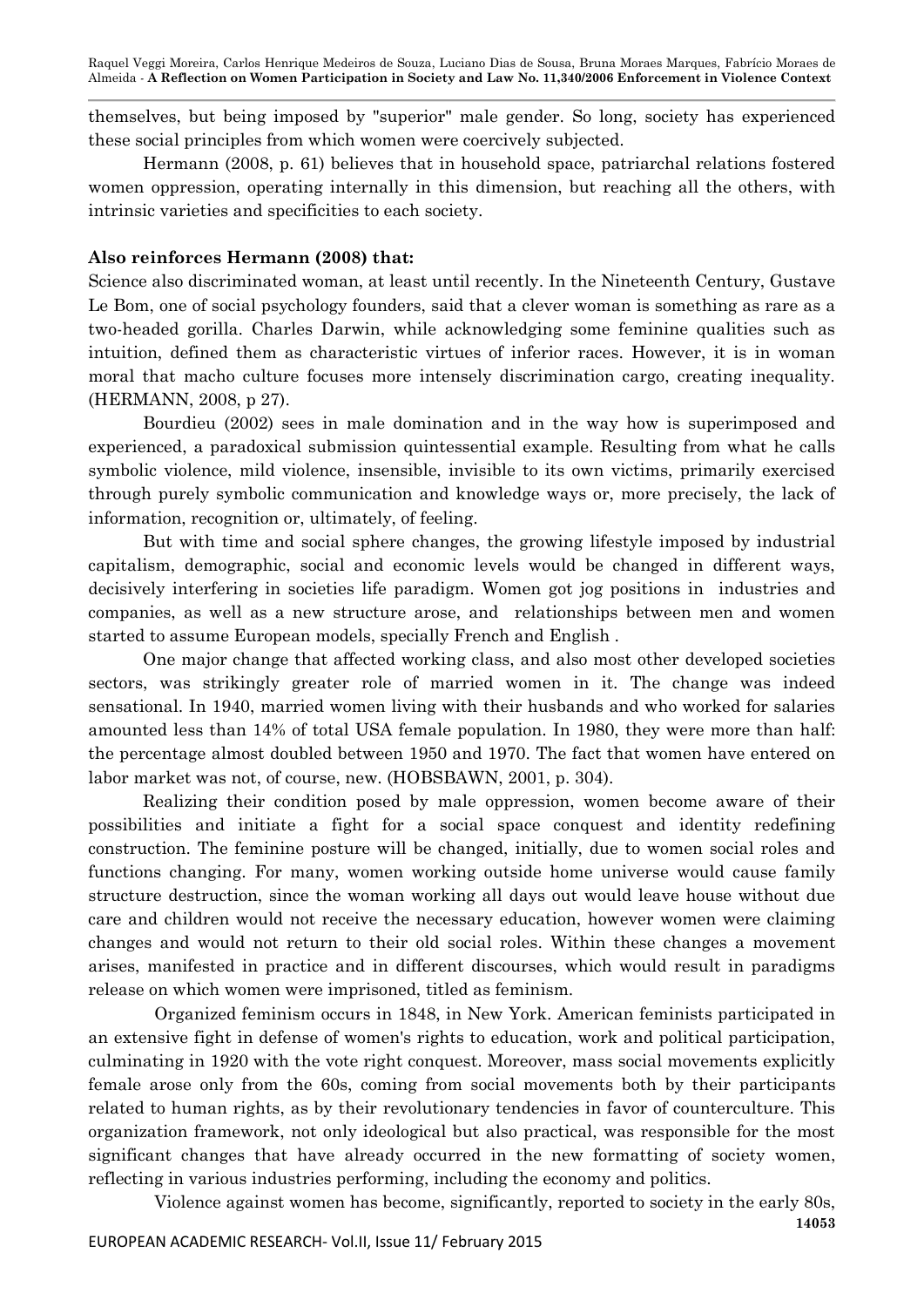themselves, but being imposed by "superior" male gender. So long, society has experienced these social principles from which women were coercively subjected.

Hermann (2008, p. 61) believes that in household space, patriarchal relations fostered women oppression, operating internally in this dimension, but reaching all the others, with intrinsic varieties and specificities to each society.

**Also reinforces Hermann (2008) that:**

Science also discriminated woman, at least until recently. In the Nineteenth Century, Gustave Le Bom, one of social psychology founders, said that a clever woman is something as rare as a two-headed gorilla. Charles Darwin, while acknowledging some feminine qualities such as intuition, defined them as characteristic virtues of inferior races. However, it is in woman moral that macho culture focuses more intensely discrimination cargo, creating inequality. (HERMANN, 2008, p 27).

Bourdieu (2002) sees in male domination and in the way how is superimposed and experienced, a paradoxical submission quintessential example. Resulting from what he calls symbolic violence, mild violence, insensible, invisible to its own victims, primarily exercised through purely symbolic communication and knowledge ways or, more precisely, the lack of information, recognition or, ultimately, of feeling.

But with time and social sphere changes, the growing lifestyle imposed by industrial capitalism, demographic, social and economic levels would be changed in different ways, decisively interfering in societies life paradigm. Women got jog positions in industries and companies, as well as a new structure arose, and relationships between men and women started to assume European models, specially French and English .

One major change that affected working class, and also most other developed societies sectors, was strikingly greater role of married women in it. The change was indeed sensational. In 1940, married women living with their husbands and who worked for salaries amounted less than 14% of total USA female population. In 1980, they were more than half: the percentage almost doubled between 1950 and 1970. The fact that women have entered on labor market was not, of course, new. (HOBSBAWN, 2001, p. 304).

Realizing their condition posed by male oppression, women become aware of their possibilities and initiate a fight for a social space conquest and identity redefining construction. The feminine posture will be changed, initially, due to women social roles and functions changing. For many, women working outside home universe would cause family structure destruction, since the woman working all days out would leave house without due care and children would not receive the necessary education, however women were claiming changes and would not return to their old social roles. Within these changes a movement arises, manifested in practice and in different discourses, which would result in paradigms release on which women were imprisoned, titled as feminism.

Organized feminism occurs in 1848, in New York. American feminists participated in an extensive fight in defense of women's rights to education, work and political participation, culminating in 1920 with the vote right conquest. Moreover, mass social movements explicitly female arose only from the 60s, coming from social movements both by their participants related to human rights, as by their revolutionary tendencies in favor of counterculture. This organization framework, not only ideological but also practical, was responsible for the most significant changes that have already occurred in the new formatting of society women, reflecting in various industries performing, including the economy and politics.

Violence against women has become, significantly, reported to society in the early 80s,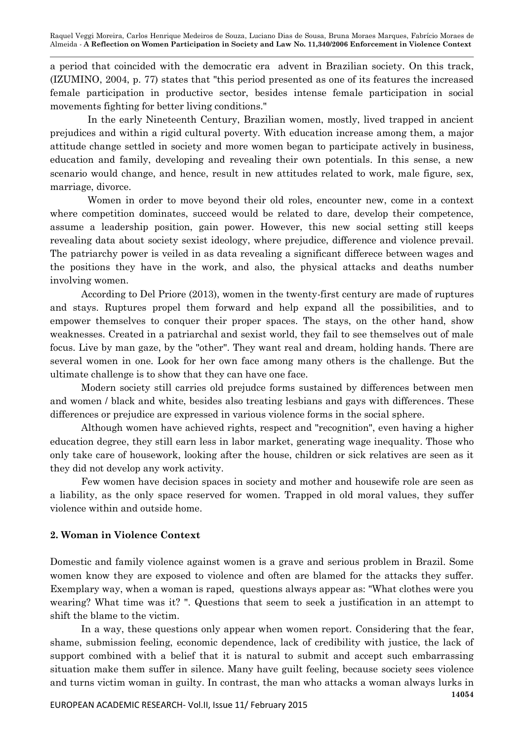a period that coincided with the democratic era advent in Brazilian society. On this track, (IZUMINO, 2004, p. 77) states that "this period presented as one of its features the increased female participation in productive sector, besides intense female participation in social movements fighting for better living conditions."

In the early Nineteenth Century, Brazilian women, mostly, lived trapped in ancient prejudices and within a rigid cultural poverty. With education increase among them, a major attitude change settled in society and more women began to participate actively in business, education and family, developing and revealing their own potentials. In this sense, a new scenario would change, and hence, result in new attitudes related to work, male figure, sex, marriage, divorce.

Women in order to move beyond their old roles, encounter new, come in a context where competition dominates, succeed would be related to dare, develop their competence, assume a leadership position, gain power. However, this new social setting still keeps revealing data about society sexist ideology, where prejudice, difference and violence prevail. The patriarchy power is veiled in as data revealing a significant differece between wages and the positions they have in the work, and also, the physical attacks and deaths number involving women.

According to Del Priore (2013), women in the twenty-first century are made of ruptures and stays. Ruptures propel them forward and help expand all the possibilities, and to empower themselves to conquer their proper spaces. The stays, on the other hand, show weaknesses. Created in a patriarchal and sexist world, they fail to see themselves out of male focus. Live by man gaze, by the "other". They want real and dream, holding hands. There are several women in one. Look for her own face among many others is the challenge. But the ultimate challenge is to show that they can have one face.

Modern society still carries old prejudce forms sustained by differences between men and women / black and white, besides also treating lesbians and gays with differences. These differences or prejudice are expressed in various violence forms in the social sphere.

Although women have achieved rights, respect and "recognition", even having a higher education degree, they still earn less in labor market, generating wage inequality. Those who only take care of housework, looking after the house, children or sick relatives are seen as it they did not develop any work activity.

Few women have decision spaces in society and mother and housewife role are seen as a liability, as the only space reserved for women. Trapped in old moral values, they suffer violence within and outside home.

## 2. Woman in Violence Context

Domestic and family violence against women is a grave and serious problem in Brazil. Some women know they are exposed to violence and often are blamed for the attacks they suffer. Exemplary way, when a woman is raped, questions always appear as: "What clothes were you wearing? What time was it? ". Questions that seem to seek a justification in an attempt to shift the blame to the victim.

In a way, these questions only appear when women report. Considering that the fear, shame, submission feeling, economic dependence, lack of credibility with justice, the lack of support combined with a belief that it is natural to submit and accept such embarrassing situation make them suffer in silence. Many have guilt feeling, because society sees violence and turns victim woman in guilty. In contrast, the man who attacks a woman always lurks in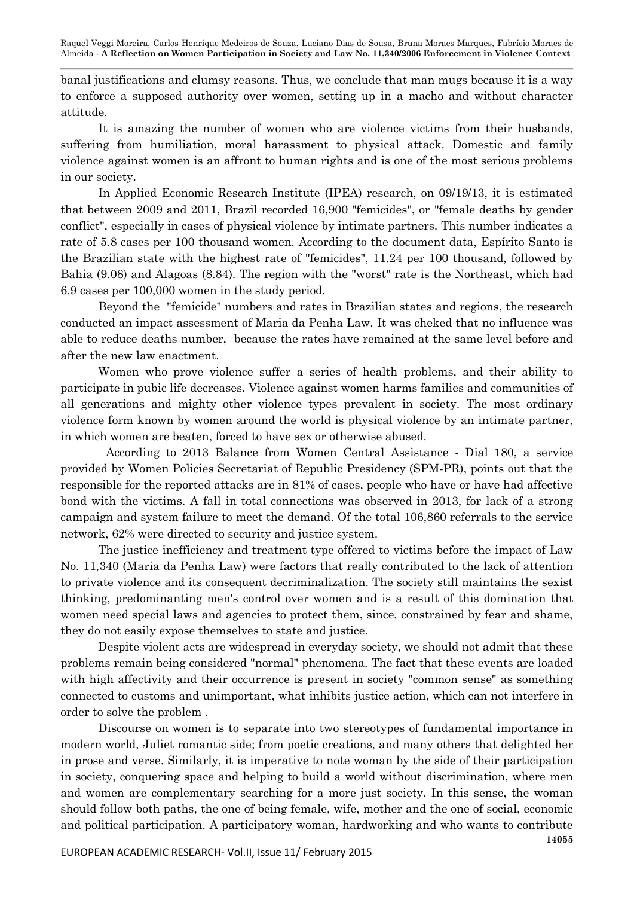banal justifications and clumsy reasons. Thus, we conclude that man mugs because it is a way to enforce a supposed authority over women, setting up in a macho and without character attitude.

It is amazing the number of women who are violence victims from their husbands, suffering from humiliation, moral harassment to physical attack. Domestic and family violence against women is an affront to human rights and is one of the most serious problems in our society.

In Applied Economic Research Institute (IPEA) research, on 09/19/13, it is estimated that between 2009 and 2011, Brazil recorded 16,900 "femicides", or "female deaths by gender conflict", especially in cases of physical violence by intimate partners. This number indicates a rate of 5.8 cases per 100 thousand women. According to the document data, Espírito Santo is the Brazilian state with the highest rate of "femicides", 11.24 per 100 thousand, followed by Bahia (9.08) and Alagoas (8.84). The region with the "worst" rate is the Northeast, which had 6.9 cases per 100,000 women in the study period.

Beyond the "femicide" numbers and rates in Brazilian states and regions, the research conducted an impact assessment of Maria da Penha Law. It was cheked that no influence was able to reduce deaths number, because the rates have remained at the same level before and after the new law enactment.

Women who prove violence suffer a series of health problems, and their ability to participate in pubic life decreases. Violence against women harms families and communities of all generations and mighty other violence types prevalent in society. The most ordinary violence form known by women around the world is physical violence by an intimate partner, in which women are beaten, forced to have sex or otherwise abused.

According to 2013 Balance from Women Central Assistance - Dial 180, a service provided by Women Policies Secretariat of Republic Presidency (SPM-PR), points out that the responsible for the reported attacks are in 81% of cases, people who have or have had affective bond with the victims. A fall in total connections was observed in 2013, for lack of a strong campaign and system failure to meet the demand. Of the total 106,860 referrals to the service network, 62% were directed to security and justice system.

The justice inefficiency and treatment type offered to victims before the impact of Law No. 11,340 (Maria da Penha Law) were factors that really contributed to the lack of attention to private violence and its consequent decriminalization. The society still maintains the sexist thinking, predominanting men's control over women and is a result of this domination that women need special laws and agencies to protect them, since, constrained by fear and shame, they do not easily expose themselves to state and justice.

Despite violent acts are widespread in everyday society, we should not admit that these problems remain being considered "normal" phenomena. The fact that these events are loaded with high affectivity and their occurrence is present in society "common sense" as something connected to customs and unimportant, what inhibits justice action, which can not interfere in order to solve the problem .

Discourse on women is to separate into two stereotypes of fundamental importance in modern world, Juliet romantic side; from poetic creations, and many others that delighted her in prose and verse. Similarly, it is imperative to note woman by the side of their participation in society, conquering space and helping to build a world without discrimination, where men and women are complementary searching for a more just society. In this sense, the woman should follow both paths, the one of being female, wife, mother and the one of social, economic and political participation. A participatory woman, hardworking and who wants to contribute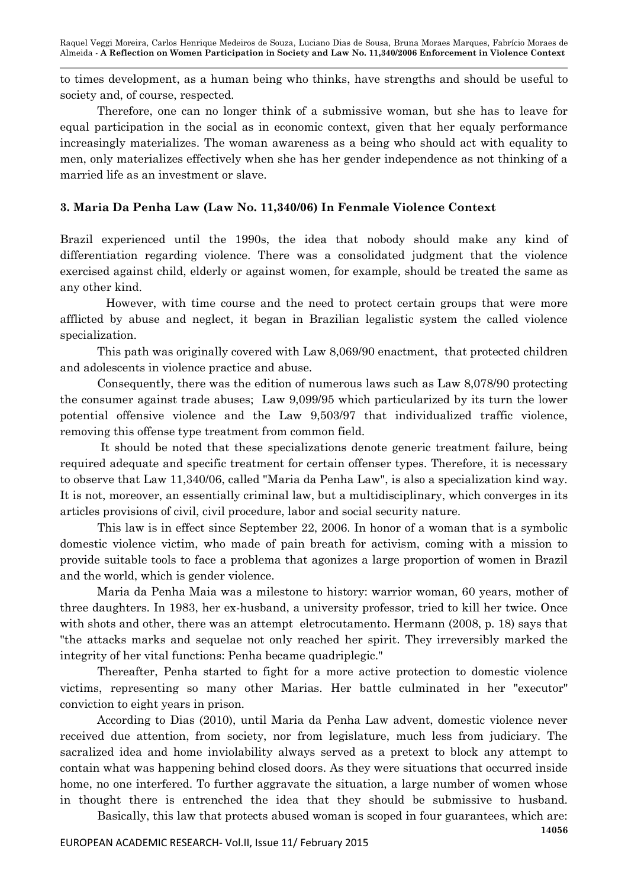to times development, as a human being who thinks, have strengths and should be useful to society and, of course, respected.

Therefore, one can no longer think of a submissive woman, but she has to leave for equal participation in the social as in economic context, given that her equaly performance increasingly materializes. The woman awareness as a being who should act with equality to men, only materializes effectively when she has her gender independence as not thinking of a married life as an investment or slave.

### 3. Maria Da Penha Law (Law No. 11,340/06) In Fenmale Violence Context

Brazil experienced until the 1990s, the idea that nobody should make any kind of differentiation regarding violence. There was a consolidated judgment that the violence exercised against child, elderly or against women, for example, should be treated the same as any other kind.

However, with time course and the need to protect certain groups that were more afflicted by abuse and neglect, it began in Brazilian legalistic system the called violence specialization.

This path was originally covered with Law 8,069/90 enactment, that protected children and adolescents in violence practice and abuse.

Consequently, there was the edition of numerous laws such as Law 8,078/90 protecting the consumer against trade abuses; Law 9,099/95 which particularized by its turn the lower potential offensive violence and the Law 9,503/97 that individualized traffic violence, removing this offense type treatment from common field.

It should be noted that these specializations denote generic treatment failure, being required adequate and specific treatment for certain offenser types. Therefore, it is necessary to observe that Law 11,340/06, called "Maria da Penha Law", is also a specialization kind way. It is not, moreover, an essentially criminal law, but a multidisciplinary, which converges in its articles provisions of civil, civil procedure, labor and social security nature.

This law is in effect since September 22, 2006. In honor of a woman that is a symbolic domestic violence victim, who made of pain breath for activism, coming with a mission to provide suitable tools to face a problema that agonizes a large proportion of women in Brazil and the world, which is gender violence.

Maria da Penha Maia was a milestone to history: warrior woman, 60 years, mother of three daughters. In 1983, her ex-husband, a university professor, tried to kill her twice. Once with shots and other, there was an attempt eletrocutamento. Hermann (2008, p. 18) says that "the attacks marks and sequelae not only reached her spirit. They irreversibly marked the integrity of her vital functions: Penha became quadriplegic."

Thereafter, Penha started to fight for a more active protection to domestic violence victims, representing so many other Marias. Her battle culminated in her "executor" conviction to eight years in prison.

According to Dias (2010), until Maria da Penha Law advent, domestic violence never received due attention, from society, nor from legislature, much less from judiciary. The sacralized idea and home inviolability always served as a pretext to block any attempt to contain what was happening behind closed doors. As they were situations that occurred inside home, no one interfered. To further aggravate the situation, a large number of women whose in thought there is entrenched the idea that they should be submissive to husband.

Basically, this law that protects abused woman is scoped in four guarantees, which are: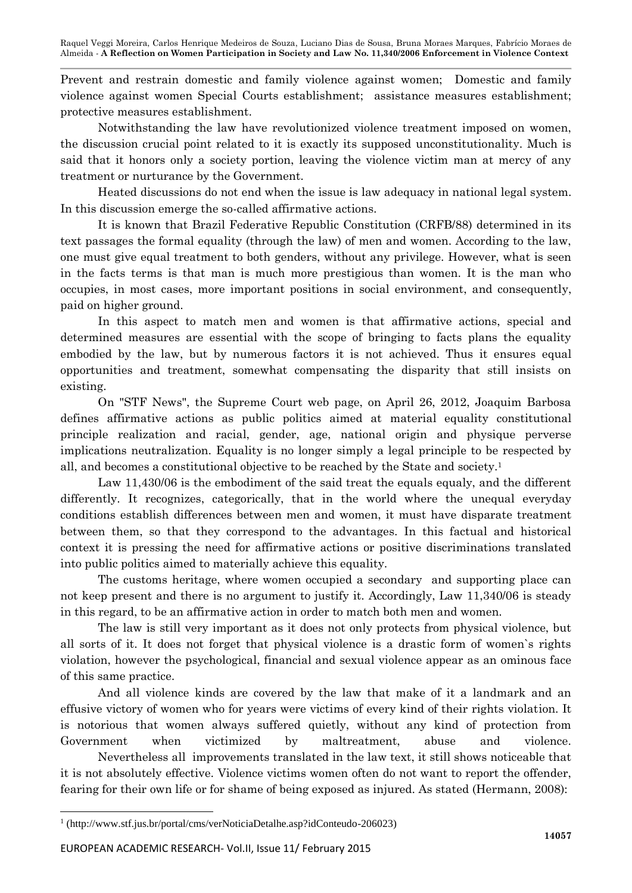Prevent and restrain domestic and family violence against women; Domestic and family violence against women Special Courts establishment; assistance measures establishment; protective measures establishment.

Notwithstanding the law have revolutionized violence treatment imposed on women, the discussion crucial point related to it is exactly its supposed unconstitutionality. Much is said that it honors only a society portion, leaving the violence victim man at mercy of any treatment or nurturance by the Government.

Heated discussions do not end when the issue is law adequacy in national legal system. In this discussion emerge the so-called affirmative actions.

It is known that Brazil Federative Republic Constitution (CRFB/88) determined in its text passages the formal equality (through the law) of men and women. According to the law, one must give equal treatment to both genders, without any privilege. However, what is seen in the facts terms is that man is much more prestigious than women. It is the man who occupies, in most cases, more important positions in social environment, and consequently, paid on higher ground.

In this aspect to match men and women is that affirmative actions, special and determined measures are essential with the scope of bringing to facts plans the equality embodied by the law, but by numerous factors it is not achieved. Thus it ensures equal opportunities and treatment, somewhat compensating the disparity that still insists on existing.

On "STF News", the Supreme Court web page, on April 26, 2012, Joaquim Barbosa defines affirmative actions as public politics aimed at material equality constitutional principle realization and racial, gender, age, national origin and physique perverse implications neutralization. Equality is no longer simply a legal principle to be respected by all, and becomes a constitutional objective to be reached by the State and society.[1]

Law 11,430/06 is the embodiment of the said treat the equals equaly, and the different differently. It recognizes, categorically, that in the world where the unequal everyday conditions establish differences between men and women, it must have disparate treatment between them, so that they correspond to the advantages. In this factual and historical context it is pressing the need for affirmative actions or positive discriminations translated into public politics aimed to materially achieve this equality.

The customs heritage, where women occupied a secondary and supporting place can not keep present and there is no argument to justify it. Accordingly, Law 11,340/06 is steady in this regard, to be an affirmative action in order to match both men and women.

The law is still very important as it does not only protects from physical violence, but all sorts of it. It does not forget that physical violence is a drastic form of women`s rights violation, however the psychological, financial and sexual violence appear as an ominous face of this same practice.

And all violence kinds are covered by the law that make of it a landmark and an effusive victory of women who for years were victims of every kind of their rights violation. It is notorious that women always suffered quietly, without any kind of protection from Government when victimized by maltreatment, abuse and violence.

Nevertheless all improvements translated in the law text, it still shows noticeable that it is not absolutely effective. Violence victims women often do not want to report the offender, fearing for their own life or for shame of being exposed as injured. As stated (Hermann, 2008):

[1] (http://www.stf.jus.br/portal/cms/verNoticiaDetalhe.asp?idConteudo-206023)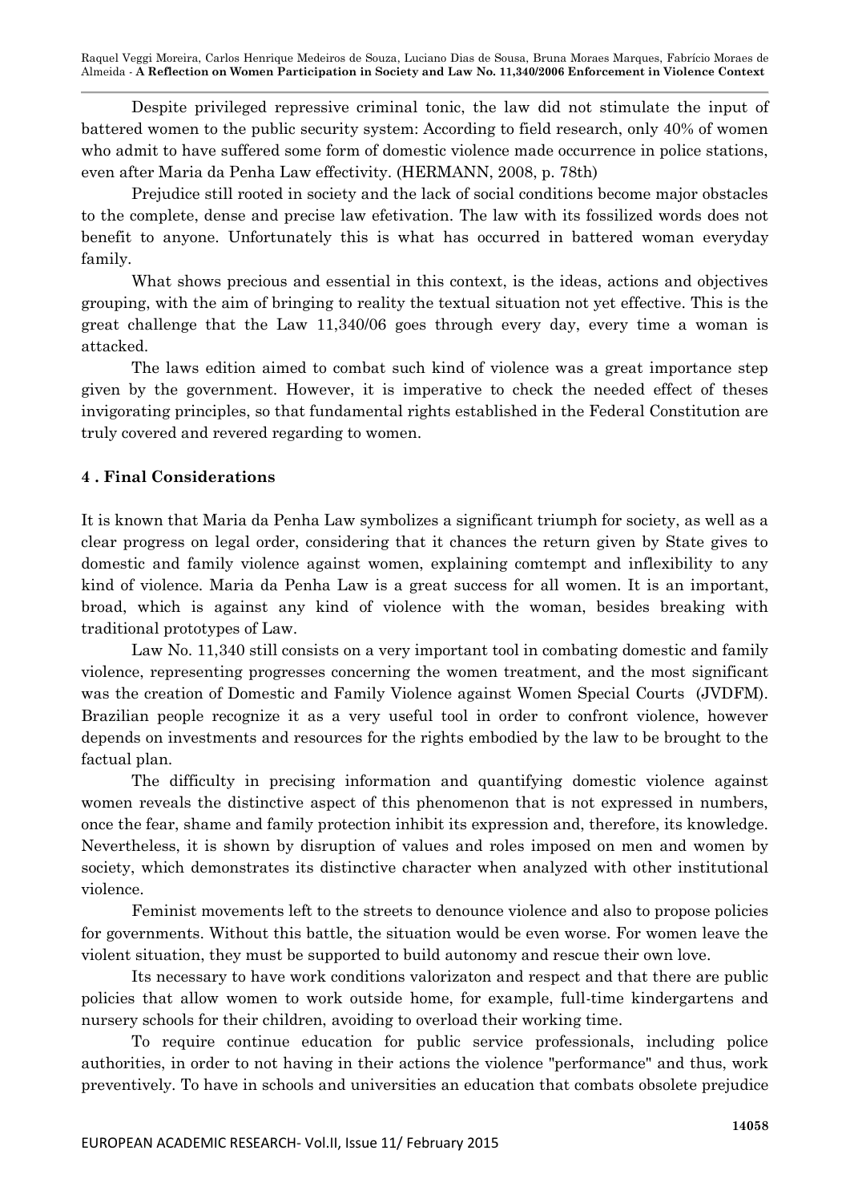Despite privileged repressive criminal tonic, the law did not stimulate the input of battered women to the public security system: According to field research, only 40% of women who admit to have suffered some form of domestic violence made occurrence in police stations, even after Maria da Penha Law effectivity. (HERMANN, 2008, p. 78th)

Prejudice still rooted in society and the lack of social conditions become major obstacles to the complete, dense and precise law efetivation. The law with its fossilized words does not benefit to anyone. Unfortunately this is what has occurred in battered woman everyday family.

What shows precious and essential in this context, is the ideas, actions and objectives grouping, with the aim of bringing to reality the textual situation not yet effective. This is the great challenge that the Law 11,340/06 goes through every day, every time a woman is attacked.

The laws edition aimed to combat such kind of violence was a great importance step given by the government. However, it is imperative to check the needed effect of theses invigorating principles, so that fundamental rights established in the Federal Constitution are truly covered and revered regarding to women.

## 4 . Final Considerations

It is known that Maria da Penha Law symbolizes a significant triumph for society, as well as a clear progress on legal order, considering that it chances the return given by State gives to domestic and family violence against women, explaining comtempt and inflexibility to any kind of violence. Maria da Penha Law is a great success for all women. It is an important, broad, which is against any kind of violence with the woman, besides breaking with traditional prototypes of Law.

Law No. 11,340 still consists on a very important tool in combating domestic and family violence, representing progresses concerning the women treatment, and the most significant was the creation of Domestic and Family Violence against Women Special Courts (JVDFM). Brazilian people recognize it as a very useful tool in order to confront violence, however depends on investments and resources for the rights embodied by the law to be brought to the factual plan.

The difficulty in precising information and quantifying domestic violence against women reveals the distinctive aspect of this phenomenon that is not expressed in numbers, once the fear, shame and family protection inhibit its expression and, therefore, its knowledge. Nevertheless, it is shown by disruption of values and roles imposed on men and women by society, which demonstrates its distinctive character when analyzed with other institutional violence.

Feminist movements left to the streets to denounce violence and also to propose policies for governments. Without this battle, the situation would be even worse. For women leave the violent situation, they must be supported to build autonomy and rescue their own love.

Its necessary to have work conditions valorizaton and respect and that there are public policies that allow women to work outside home, for example, full-time kindergartens and nursery schools for their children, avoiding to overload their working time.

To require continue education for public service professionals, including police authorities, in order to not having in their actions the violence "performance" and thus, work preventively. To have in schools and universities an education that combats obsolete prejudice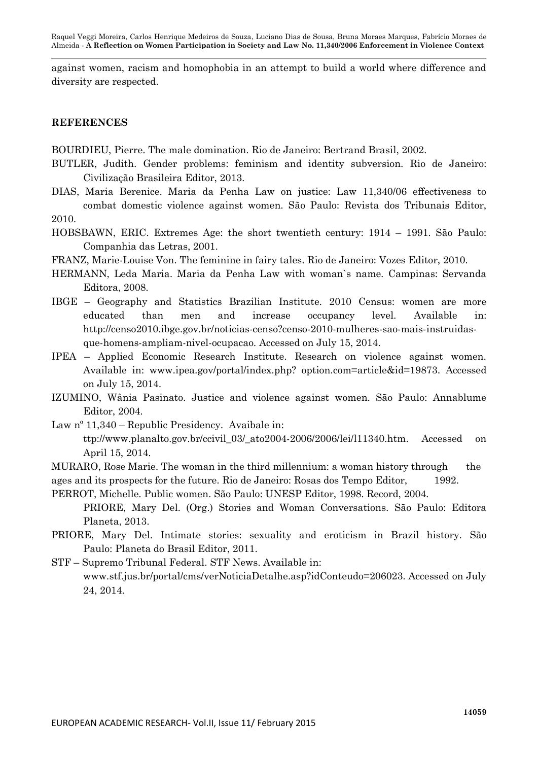against women, racism and homophobia in an attempt to build a world where difference and diversity are respected.

## REFERENCES

BOURDIEU, Pierre. The male domination. Rio de Janeiro: Bertrand Brasil, 2002.

BUTLER, Judith. Gender problems: feminism and identity subversion. Rio de Janeiro: Civilização Brasileira Editor, 2013.

DIAS, Maria Berenice. Maria da Penha Law on justice: Law 11,340/06 effectiveness to combat domestic violence against women. São Paulo: Revista dos Tribunais Editor, 2010.

HOBSBAWN, ERIC. Extremes Age: the short twentieth century: 1914 – 1991. São Paulo: Companhia das Letras, 2001.

FRANZ, Marie-Louise Von. The feminine in fairy tales. Rio de Janeiro: Vozes Editor, 2010.

HERMANN, Leda Maria. Maria da Penha Law with woman`s name. Campinas: Servanda Editora, 2008.

IBGE – Geography and Statistics Brazilian Institute. 2010 Census: women are more educated than men and increase occupancy level. Available in: http://censo2010.ibge.gov.br/noticias-censo?censo-2010-mulheres-sao-mais-instruidas-que-homens-ampliam-nivel-ocupacao. Accessed on July 15, 2014.

IPEA – Applied Economic Research Institute. Research on violence against women. Available in: www.ipea.gov/portal/index.php? option.com=article&id=19873. Accessed on July 15, 2014.

IZUMINO, Wânia Pasinato. Justice and violence against women. São Paulo: Annablume Editor, 2004.

Law nº 11,340 – Republic Presidency. Avaibale in: ttp://www.planalto.gov.br/ccivil_03/_ato2004-2006/2006/lei/l11340.htm. Accessed on April 15, 2014.

MURARO, Rose Marie. The woman in the third millennium: a woman history through the ages and its prospects for the future. Rio de Janeiro: Rosas dos Tempo Editor, 1992.

PERROT, Michelle. Public women. São Paulo: UNESP Editor, 1998. Record, 2004.

PRIORE, Mary Del. (Org.) Stories and Woman Conversations. São Paulo: Editora Planeta, 2013.

PRIORE, Mary Del. Intimate stories: sexuality and eroticism in Brazil history. São Paulo: Planeta do Brasil Editor, 2011.

STF – Supremo Tribunal Federal. STF News. Available in: www.stf.jus.br/portal/cms/verNoticiaDetalhe.asp?idConteudo=206023. Accessed on July 24, 2014.